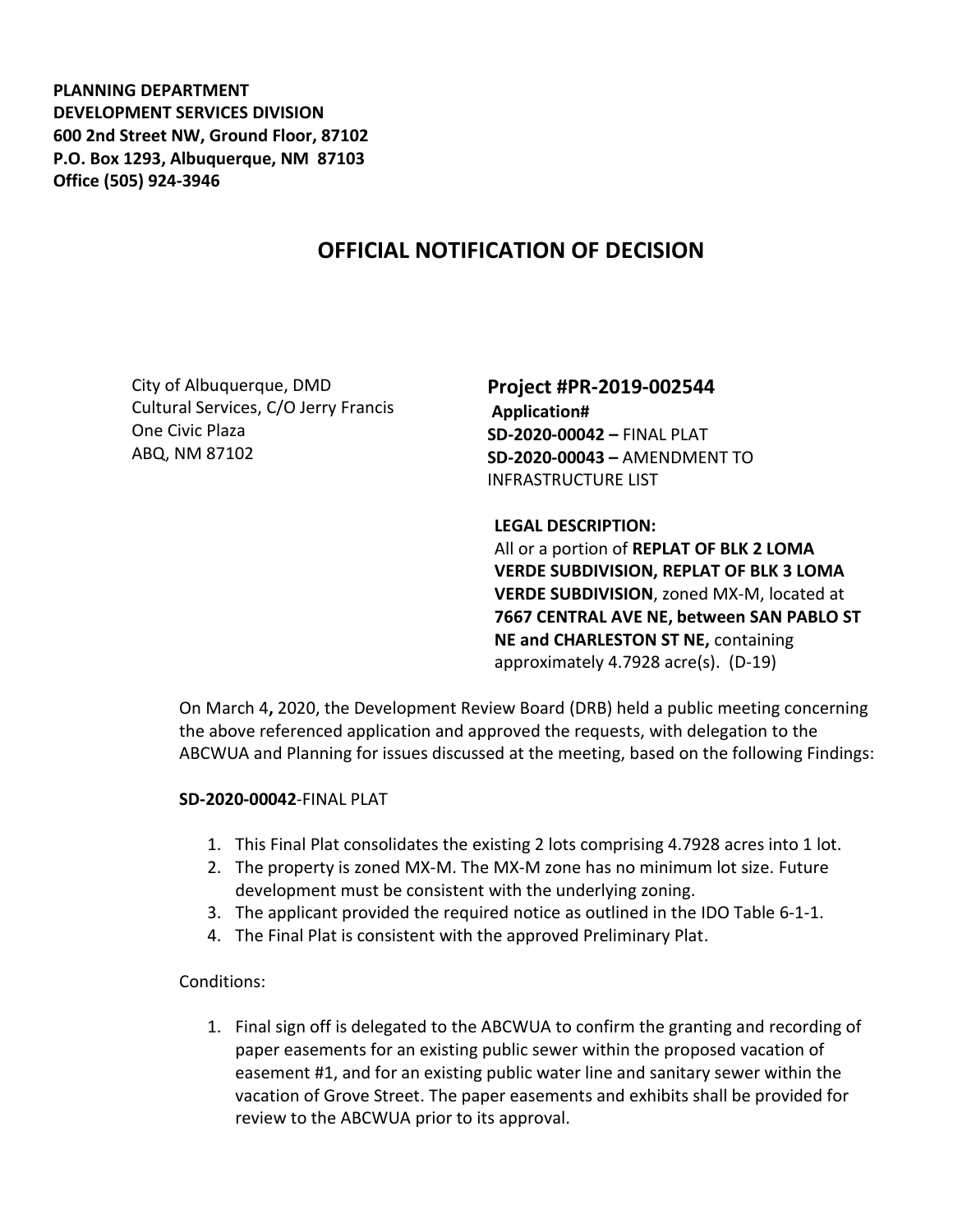**PLANNING DEPARTMENT**
**DEVELOPMENT SERVICES DIVISION**
**600 2nd Street NW, Ground Floor, 87102**
**P.O. Box 1293, Albuquerque, NM 87103**
**Office (505) 924-3946**

# OFFICIAL NOTIFICATION OF DECISION

City of Albuquerque, DMD
Cultural Services, C/O Jerry Francis
One Civic Plaza
ABQ, NM 87102

**Project #PR-2019-002544**
**Application#**
**SD-2020-00042 –** FINAL PLAT
**SD-2020-00043 –** AMENDMENT TO INFRASTRUCTURE LIST

**LEGAL DESCRIPTION:**
All or a portion of **REPLAT OF BLK 2 LOMA VERDE SUBDIVISION, REPLAT OF BLK 3 LOMA VERDE SUBDIVISION**, zoned MX-M, located at **7667 CENTRAL AVE NE, between SAN PABLO ST NE and CHARLESTON ST NE,** containing approximately 4.7928 acre(s). (D-19)

On March 4**,** 2020, the Development Review Board (DRB) held a public meeting concerning the above referenced application and approved the requests, with delegation to the ABCWUA and Planning for issues discussed at the meeting, based on the following Findings:

**SD-2020-00042**-FINAL PLAT

1. This Final Plat consolidates the existing 2 lots comprising 4.7928 acres into 1 lot.
2. The property is zoned MX-M. The MX-M zone has no minimum lot size. Future development must be consistent with the underlying zoning.
3. The applicant provided the required notice as outlined in the IDO Table 6-1-1.
4. The Final Plat is consistent with the approved Preliminary Plat.

Conditions:

1. Final sign off is delegated to the ABCWUA to confirm the granting and recording of paper easements for an existing public sewer within the proposed vacation of easement #1, and for an existing public water line and sanitary sewer within the vacation of Grove Street. The paper easements and exhibits shall be provided for review to the ABCWUA prior to its approval.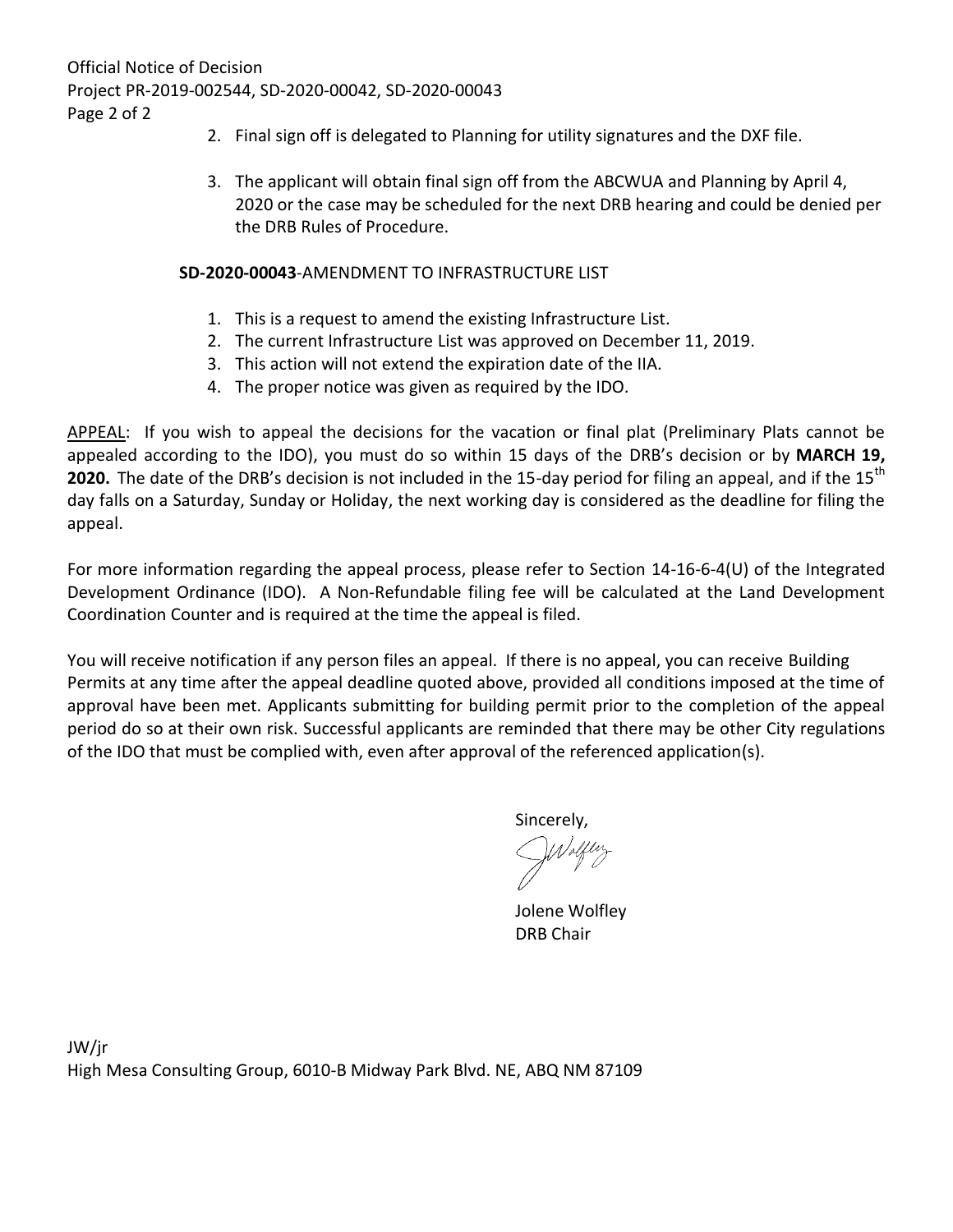2. Final sign off is delegated to Planning for utility signatures and the DXF file.

3. The applicant will obtain final sign off from the ABCWUA and Planning by April 4, 2020 or the case may be scheduled for the next DRB hearing and could be denied per the DRB Rules of Procedure.

**SD-2020-00043**-AMENDMENT TO INFRASTRUCTURE LIST

1. This is a request to amend the existing Infrastructure List.
2. The current Infrastructure List was approved on December 11, 2019.
3. This action will not extend the expiration date of the IIA.
4. The proper notice was given as required by the IDO.

APPEAL: If you wish to appeal the decisions for the vacation or final plat (Preliminary Plats cannot be appealed according to the IDO), you must do so within 15 days of the DRB's decision or by **MARCH 19, 2020.** The date of the DRB's decision is not included in the 15-day period for filing an appeal, and if the 15th day falls on a Saturday, Sunday or Holiday, the next working day is considered as the deadline for filing the appeal.

For more information regarding the appeal process, please refer to Section 14-16-6-4(U) of the Integrated Development Ordinance (IDO). A Non-Refundable filing fee will be calculated at the Land Development Coordination Counter and is required at the time the appeal is filed.

You will receive notification if any person files an appeal. If there is no appeal, you can receive Building Permits at any time after the appeal deadline quoted above, provided all conditions imposed at the time of approval have been met. Applicants submitting for building permit prior to the completion of the appeal period do so at their own risk. Successful applicants are reminded that there may be other City regulations of the IDO that must be complied with, even after approval of the referenced application(s).

Sincerely,

Jolene Wolfley
DRB Chair

JW/jr
High Mesa Consulting Group, 6010-B Midway Park Blvd. NE, ABQ NM 87109